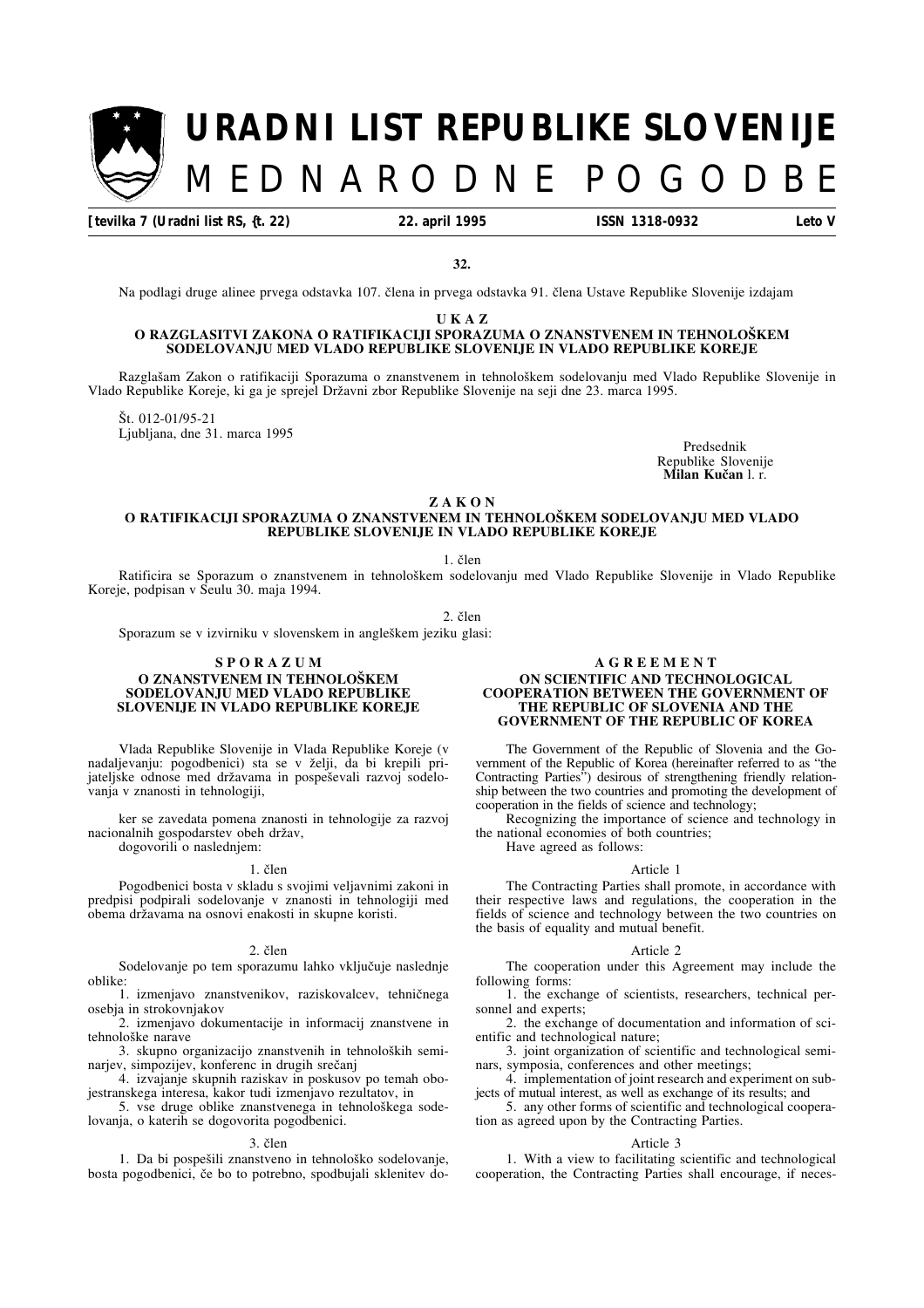# URADNI LIST REPUBLIKE SLOVENIJE
## MEDNARODNE POGODBE

**Številka 7 (Uradni list RS, št. 22) | 22. april 1995 | ISSN 1318-0932 | Leto V**

**32.**

Na podlagi druge alinee prvega odstavka 107. člena in prvega odstavka 91. člena Ustave Republike Slovenije izdajam

### UKAZ
### O RAZGLASITVI ZAKONA O RATIFIKACIJI SPORAZUMA O ZNANSTVENEM IN TEHNOLOŠKEM SODELOVANJU MED VLADO REPUBLIKE SLOVENIJE IN VLADO REPUBLIKE KOREJE

Razglašam Zakon o ratifikaciji Sporazuma o znanstvenem in tehnološkem sodelovanju med Vlado Republike Slovenije in Vlado Republike Koreje, ki ga je sprejel Državni zbor Republike Slovenije na seji dne 23. marca 1995.

Št. 012-01/95-21
Ljubljana, dne 31. marca 1995

Predsednik
Republike Slovenije
**Milan Kučan** l. r.

### ZAKON
### O RATIFIKACIJI SPORAZUMA O ZNANSTVENEM IN TEHNOLOŠKEM SODELOVANJU MED VLADO REPUBLIKE SLOVENIJE IN VLADO REPUBLIKE KOREJE

1. člen

Ratificira se Sporazum o znanstvenem in tehnološkem sodelovanju med Vlado Republike Slovenije in Vlado Republike Koreje, podpisan v Seulu 30. maja 1994.

2. člen

Sporazum se v izvirniku v slovenskem in angleškem jeziku glasi:

### SPORAZUM
### O ZNANSTVENEM IN TEHNOLOŠKEM SODELOVANJU MED VLADO REPUBLIKE SLOVENIJE IN VLADO REPUBLIKE KOREJE

Vlada Republike Slovenije in Vlada Republike Koreje (v nadaljevanju: pogodbenici) sta se v želji, da bi krepili prijateljske odnose med državama in pospeševali razvoj sodelovanja v znanosti in tehnologiji,

ker se zavedata pomena znanosti in tehnologije za razvoj nacionalnih gospodarstev obeh držav,

dogovorili o naslednjem:

1. člen

Pogodbenici bosta v skladu s svojimi veljavnimi zakoni in predpisi podpirali sodelovanje v znanosti in tehnologiji med obema državama na osnovi enakosti in skupne koristi.

2. člen

Sodelovanje po tem sporazumu lahko vključuje naslednje oblike:

1. izmenjavo znanstvenikov, raziskovalcev, tehničnega osebja in strokovnjakov
2. izmenjavo dokumentacije in informacij znanstvene in tehnološke narave
3. skupno organizacijo znanstvenih in tehnoloških seminarjev, simpozijev, konferenc in drugih srečanj
4. izvajanje skupnih raziskav in poskusov po temah obojestranskega interesa, kakor tudi izmenjavo rezultatov, in
5. vse druge oblike znanstvenega in tehnološkega sodelovanja, o katerih se dogovorita pogodbenici.

3. člen

1. Da bi pospešili znanstveno in tehnološko sodelovanje, bosta pogodbenici, če bo to potrebno, spodbujali sklenitev do-

### AGREEMENT
### ON SCIENTIFIC AND TECHNOLOGICAL COOPERATION BETWEEN THE GOVERNMENT OF THE REPUBLIC OF SLOVENIA AND THE GOVERNMENT OF THE REPUBLIC OF KOREA

The Government of the Republic of Slovenia and the Government of the Republic of Korea (hereinafter referred to as "the Contracting Parties") desirous of strengthening friendly relationship between the two countries and promoting the development of cooperation in the fields of science and technology;

Recognizing the importance of science and technology in the national economies of both countries;

Have agreed as follows:

Article 1

The Contracting Parties shall promote, in accordance with their respective laws and regulations, the cooperation in the fields of science and technology between the two countries on the basis of equality and mutual benefit.

Article 2

The cooperation under this Agreement may include the following forms:

1. the exchange of scientists, researchers, technical personnel and experts;
2. the exchange of documentation and information of scientific and technological nature;
3. joint organization of scientific and technological seminars, symposia, conferences and other meetings;
4. implementation of joint research and experiment on subjects of mutual interest, as well as exchange of its results; and
5. any other forms of scientific and technological cooperation as agreed upon by the Contracting Parties.

Article 3

1. With a view to facilitating scientific and technological cooperation, the Contracting Parties shall encourage, if neces-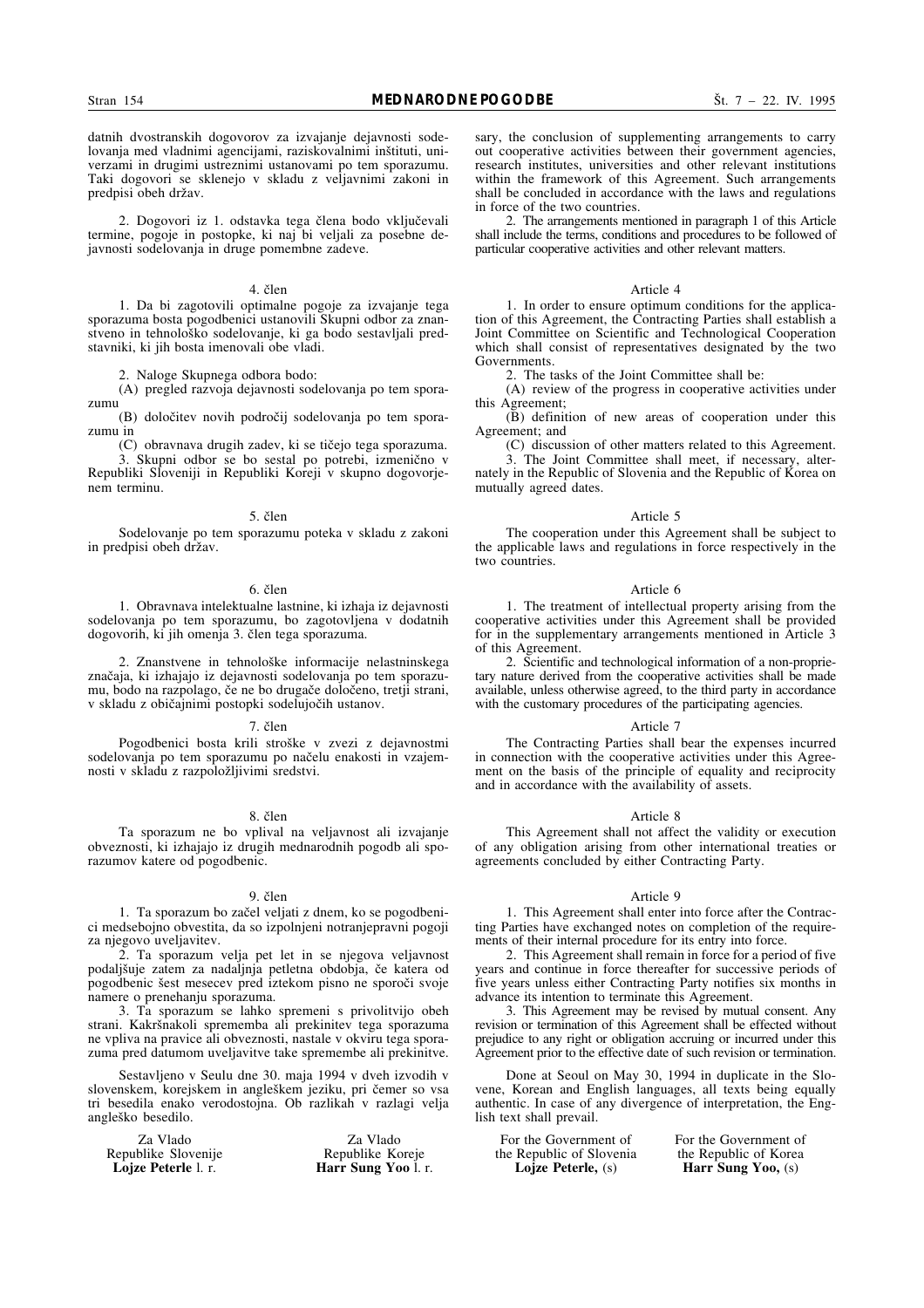datnih dvostranskih dogovorov za izvajanje dejavnosti sodelovanja med vladnimi agencijami, raziskovalnimi inštituti, univerzami in drugimi ustreznimi ustanovami po tem sporazumu. Taki dogovori se sklenejo v skladu z veljavnimi zakoni in predpisi obeh držav.

2. Dogovori iz 1. odstavka tega člena bodo vključevali termine, pogoje in postopke, ki naj bi veljali za posebne dejavnosti sodelovanja in druge pomembne zadeve.

4. člen

1. Da bi zagotovili optimalne pogoje za izvajanje tega sporazuma bosta pogodbenici ustanovili Skupni odbor za znanstveno in tehnološko sodelovanje, ki ga bodo sestavljali predstavniki, ki jih bosta imenovali obe vladi.

2. Naloge Skupnega odbora bodo:

(A) pregled razvoja dejavnosti sodelovanja po tem sporazumu

(B) določitev novih področij sodelovanja po tem sporazumu in

(C) obravnava drugih zadev, ki se tičejo tega sporazuma.

3. Skupni odbor se bo sestal po potrebi, izmenično v Republiki Sloveniji in Republiki Koreji v skupno dogovorjenem terminu.

5. člen

Sodelovanje po tem sporazumu poteka v skladu z zakoni in predpisi obeh držav.

6. člen

1. Obravnava intelektualne lastnine, ki izhaja iz dejavnosti sodelovanja po tem sporazumu, bo zagotovljena v dodatnih dogovorih, ki jih omenja 3. člen tega sporazuma.

2. Znanstvene in tehnološke informacije nelastninskega značaja, ki izhajajo iz dejavnosti sodelovanja po tem sporazumu, bodo na razpolago, če ne bo drugače določeno, tretji strani, v skladu z običajnimi postopki sodelujočih ustanov.

7. člen

Pogodbenici bosta krili stroške v zvezi z dejavnostmi sodelovanja po tem sporazumu po načelu enakosti in vzajemnosti v skladu z razpoložljivimi sredstvi.

8. člen

Ta sporazum ne bo vplival na veljavnost ali izvajanje obveznosti, ki izhajajo iz drugih mednarodnih pogodb ali sporazumov katere od pogodbenic.

9. člen

1. Ta sporazum bo začel veljati z dnem, ko se pogodbenici medsebojno obvestita, da so izpolnjeni notranjepravni pogoji za njegovo uveljavitev.

2. Ta sporazum velja pet let in se njegova veljavnost podaljšuje zatem za nadaljnja petletna obdobja, če katera od pogodbenic šest mesecev pred iztekom pisno ne sporoči svoje namere o prenehanju sporazuma.

3. Ta sporazum se lahko spremeni s privolitvijo obeh strani. Kakršnakoli sprememba ali prekinitev tega sporazuma ne vpliva na pravice ali obveznosti, nastale v okviru tega sporazuma pred datumom uveljavitve take spremembe ali prekinitve.

Sestavljeno v Seulu dne 30. maja 1994 v dveh izvodih v slovenskem, korejskem in angleškem jeziku, pri čemer so vsa tri besedila enako verodostojna. Ob razlikah v razlagi velja angleško besedilo.

Za Vlado
Republike Slovenije
**Lojze Peterle** l. r.

Za Vlado
Republike Koreje
**Harr Sung Yoo** l. r.

sary, the conclusion of supplementing arrangements to carry out cooperative activities between their government agencies, research institutes, universities and other relevant institutions within the framework of this Agreement. Such arrangements shall be concluded in accordance with the laws and regulations in force of the two countries.

2. The arrangements mentioned in paragraph 1 of this Article shall include the terms, conditions and procedures to be followed of particular cooperative activities and other relevant matters.

Article 4

1. In order to ensure optimum conditions for the application of this Agreement, the Contracting Parties shall establish a Joint Committee on Scientific and Technological Cooperation which shall consist of representatives designated by the two Governments.

2. The tasks of the Joint Committee shall be:

(A) review of the progress in cooperative activities under this Agreement;

(B) definition of new areas of cooperation under this Agreement; and

(C) discussion of other matters related to this Agreement.

3. The Joint Committee shall meet, if necessary, alternately in the Republic of Slovenia and the Republic of Korea on mutually agreed dates.

Article 5

The cooperation under this Agreement shall be subject to the applicable laws and regulations in force respectively in the two countries.

Article 6

1. The treatment of intellectual property arising from the cooperative activities under this Agreement shall be provided for in the supplementary arrangements mentioned in Article 3 of this Agreement.

2. Scientific and technological information of a non-proprietary nature derived from the cooperative activities shall be made available, unless otherwise agreed, to the third party in accordance with the customary procedures of the participating agencies.

Article 7

The Contracting Parties shall bear the expenses incurred in connection with the cooperative activities under this Agreement on the basis of the principle of equality and reciprocity and in accordance with the availability of assets.

Article 8

This Agreement shall not affect the validity or execution of any obligation arising from other international treaties or agreements concluded by either Contracting Party.

Article 9

1. This Agreement shall enter into force after the Contracting Parties have exchanged notes on completion of the requirements of their internal procedure for its entry into force.

2. This Agreement shall remain in force for a period of five years and continue in force thereafter for successive periods of five years unless either Contracting Party notifies six months in advance its intention to terminate this Agreement.

3. This Agreement may be revised by mutual consent. Any revision or termination of this Agreement shall be effected without prejudice to any right or obligation accruing or incurred under this Agreement prior to the effective date of such revision or termination.

Done at Seoul on May 30, 1994 in duplicate in the Slovene, Korean and English languages, all texts being equally authentic. In case of any divergence of interpretation, the English text shall prevail.

For the Government of
the Republic of Slovenia
**Lojze Peterle,** (s)

For the Government of
the Republic of Korea
**Harr Sung Yoo,** (s)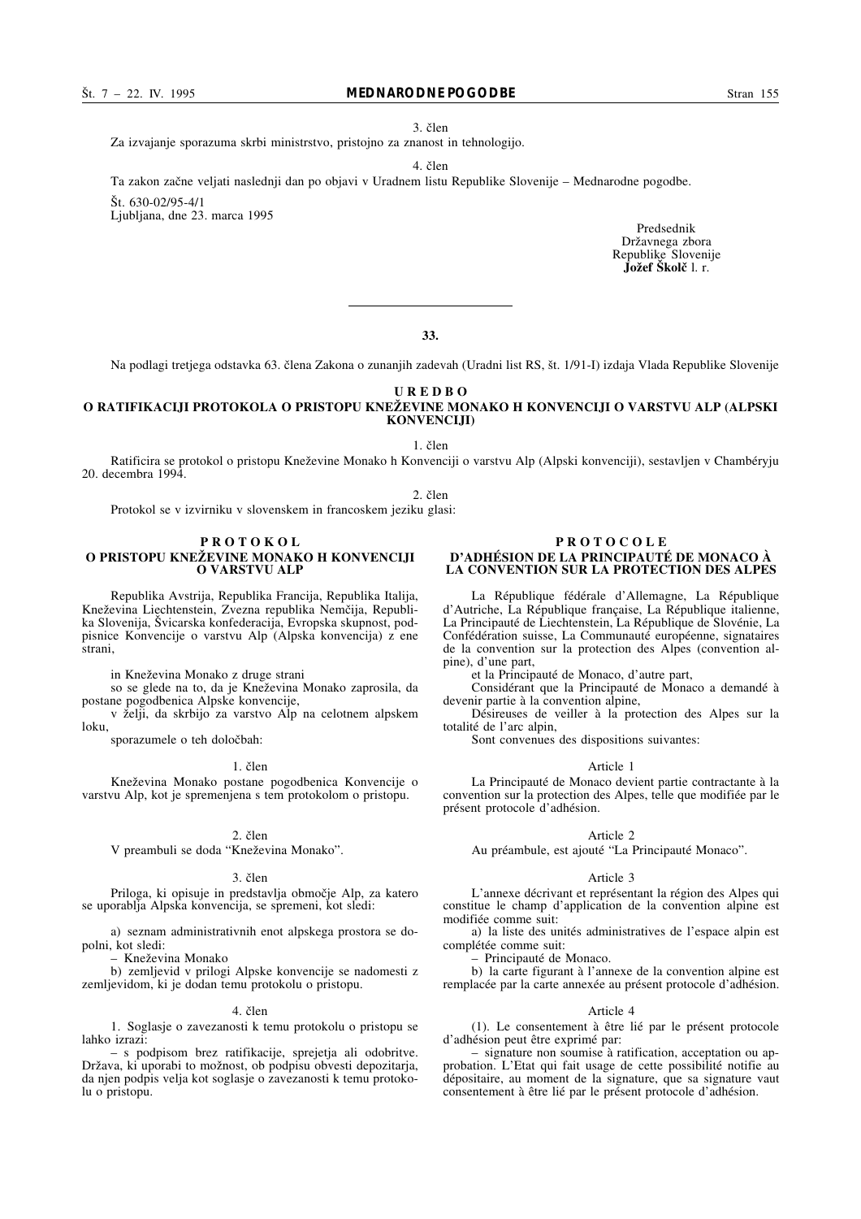3. člen

Za izvajanje sporazuma skrbi ministrstvo, pristojno za znanost in tehnologijo.

4. člen

Ta zakon začne veljati naslednji dan po objavi v Uradnem listu Republike Slovenije – Mednarodne pogodbe.

Št. 630-02/95-4/1
Ljubljana, dne 23. marca 1995

Predsednik
Državnega zbora
Republike Slovenije
**Jožef Školč** l. r.

---

**33.**

Na podlagi tretjega odstavka 63. člena Zakona o zunanjih zadevah (Uradni list RS, št. 1/91-I) izdaja Vlada Republike Slovenije

## U R E D B O
## O RATIFIKACIJI PROTOKOLA O PRISTOPU KNEŽEVINE MONAKO H KONVENCIJI O VARSTVU ALP (ALPSKI KONVENCIJI)

1. člen

Ratificira se protokol o pristopu Kneževine Monako h Konvenciji o varstvu Alp (Alpski konvenciji), sestavljen v Chambéryju 20. decembra 1994.

2. člen

Protokol se v izvirniku v slovenskem in francoskem jeziku glasi:

## P R O T O K O L
## O PRISTOPU KNEŽEVINE MONAKO H KONVENCIJI O VARSTVU ALP

Republika Avstrija, Republika Francija, Republika Italija, Kneževina Liechtenstein, Zvezna republika Nemčija, Republika Slovenija, Švicarska konfederacija, Evropska skupnost, podpisnice Konvencije o varstvu Alp (Alpska konvencija) z ene strani,

in Kneževina Monako z druge strani

so se glede na to, da je Kneževina Monako zaprosila, da postane pogodbenica Alpske konvencije,

v želji, da skrbijo za varstvo Alp na celotnem alpskem loku,

sporazumele o teh določbah:

1. člen

Kneževina Monako postane pogodbenica Konvencije o varstvu Alp, kot je spremenjena s tem protokolom o pristopu.

2. člen

V preambuli se doda "Kneževina Monako".

3. člen

Priloga, ki opisuje in predstavlja območje Alp, za katero se uporablja Alpska konvencija, se spremeni, kot sledi:

a) seznam administrativnih enot alpskega prostora se dopolni, kot sledi:

– Kneževina Monako

b) zemljevid v prilogi Alpske konvencije se nadomesti z zemljevidom, ki je dodan temu protokolu o pristopu.

4. člen

1. Soglasje o zavezanosti k temu protokolu o pristopu se lahko izrazi:

– s podpisom brez ratifikacije, sprejetja ali odobritve. Država, ki uporabi to možnost, ob podpisu obvesti depozitarja, da njen podpis velja kot soglasje o zavezanosti k temu protokolu o pristopu.

## P R O T O C O L E
## D'ADHÉSION DE LA PRINCIPAUTÉ DE MONACO À LA CONVENTION SUR LA PROTECTION DES ALPES

La République fédérale d'Allemagne, La République d'Autriche, La République française, La République italienne, La Principauté de Liechtenstein, La République de Slovénie, La Confédération suisse, La Communauté européenne, signataires de la convention sur la protection des Alpes (convention alpine), d'une part,

et la Principauté de Monaco, d'autre part,

Considérant que la Principauté de Monaco a demandé à devenir partie à la convention alpine,

Désireuses de veiller à la protection des Alpes sur la totalité de l'arc alpin,

Sont convenues des dispositions suivantes:

Article 1

La Principauté de Monaco devient partie contractante à la convention sur la protection des Alpes, telle que modifiée par le présent protocole d'adhésion.

Article 2

Au préambule, est ajouté "La Principauté Monaco".

Article 3

L'annexe décrivant et représentant la région des Alpes qui constitue le champ d'application de la convention alpine est modifiée comme suit:

a) la liste des unités administratives de l'espace alpin est complétée comme suit:

– Principauté de Monaco.

b) la carte figurant à l'annexe de la convention alpine est remplacée par la carte annexée au présent protocole d'adhésion.

Article 4

(1). Le consentement à être lié par le présent protocole d'adhésion peut être exprimé par:

– signature non soumise à ratification, acceptation ou approbation. L'Etat qui fait usage de cette possibilité notifie au dépositaire, au moment de la signature, que sa signature vaut consentement à être lié par le présent protocole d'adhésion.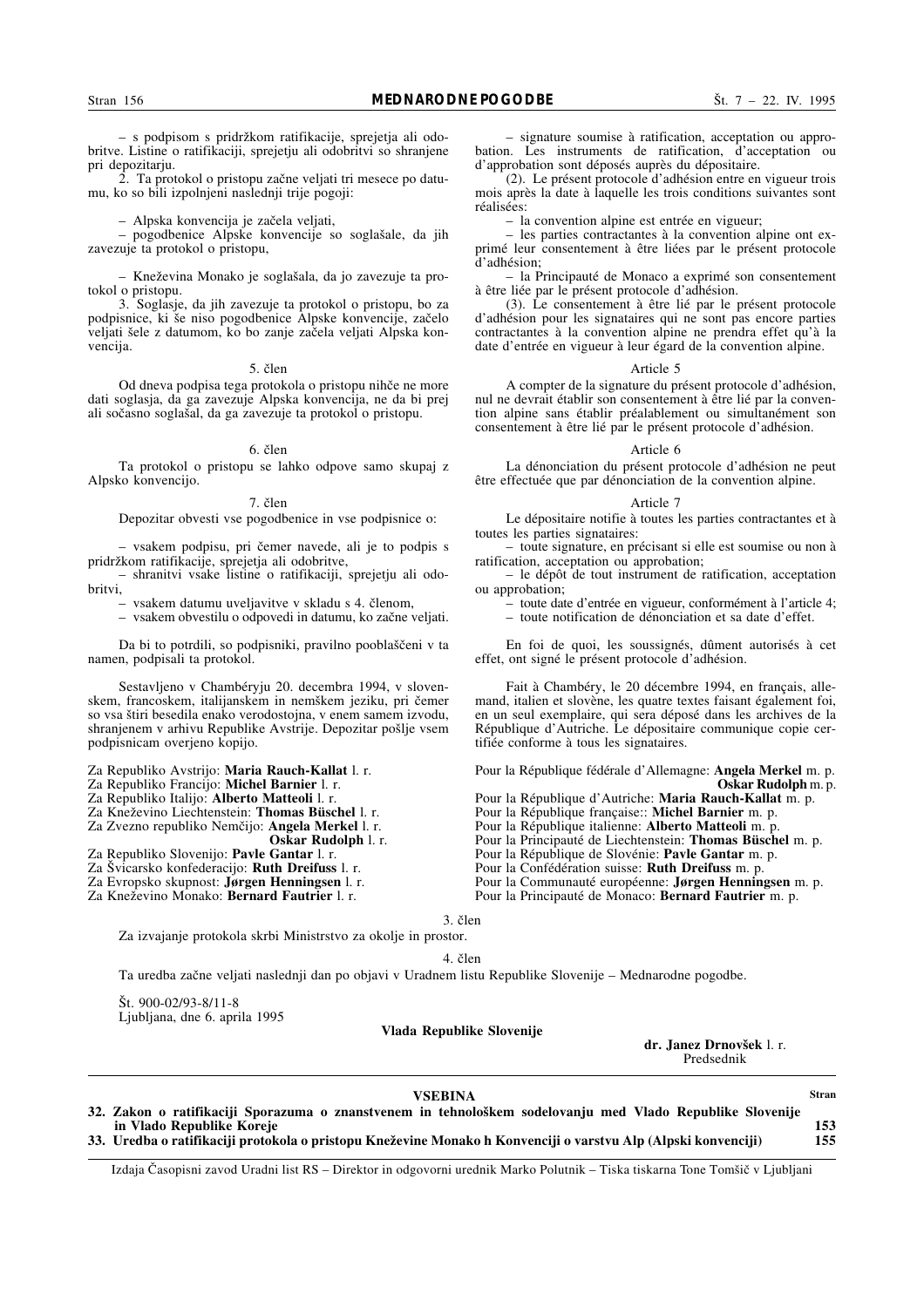– s podpisom s pridržkom ratifikacije, sprejetja ali odobritve. Listine o ratifikaciji, sprejetju ali odobritvi so shranjene pri depozitarju.

2. Ta protokol o pristopu začne veljati tri mesece po datumu, ko so bili izpolnjeni naslednji trije pogoji:

– Alpska konvencija je začela veljati,

– pogodbenice Alpske konvencije so soglašale, da jih zavezuje ta protokol o pristopu,

– Kneževina Monako je soglašala, da jo zavezuje ta protokol o pristopu.

3. Soglasje, da jih zavezuje ta protokol o pristopu, bo za podpisnice, ki še niso pogodbenice Alpske konvencije, začelo veljati šele z datumom, ko bo zanje začela veljati Alpska konvencija.

5. člen

Od dneva podpisa tega protokola o pristopu nihče ne more dati soglasja, da ga zavezuje Alpska konvencija, ne da bi prej ali sočasno soglašal, da ga zavezuje ta protokol o pristopu.

6. člen

Ta protokol o pristopu se lahko odpove samo skupaj z Alpsko konvencijo.

7. člen

Depozitar obvesti vse pogodbenice in vse podpisnice o:

– vsakem podpisu, pri čemer navede, ali je to podpis s pridržkom ratifikacije, sprejetja ali odobritve,

– shranitvi vsake listine o ratifikaciji, sprejetju ali odobritvi,

– vsakem datumu uveljavitve v skladu s 4. členom,

– vsakem obvestilu o odpovedi in datumu, ko začne veljati.

Da bi to potrdili, so podpisniki, pravilno pooblaščeni v ta namen, podpisali ta protokol.

Sestavljeno v Chambéryju 20. decembra 1994, v slovenskem, francoskem, italijanskem in nemškem jeziku, pri čemer so vsa štiri besedila enako verodostojna, v enem samem izvodu, shranjenem v arhivu Republike Avstrije. Depozitar pošlje vsem podpisnicam overjeno kopijo.

Za Republiko Avstrijo: **Maria Rauch-Kallat** l. r.
Za Republiko Francijo: **Michel Barnier** l. r.
Za Republiko Italijo: **Alberto Matteoli** l. r.
Za Kneževino Liechtenstein: **Thomas Büschel** l. r.
Za Zvezno republiko Nemčijo: **Angela Merkel** l. r.
**Oskar Rudolph** l. r.
Za Republiko Slovenijo: **Pavle Gantar** l. r.
Za Švicarsko konfederacijo: **Ruth Dreifuss** l. r.
Za Evropsko skupnost: **Jørgen Henningsen** l. r.
Za Kneževino Monako: **Bernard Fautrier** l. r.

– signature soumise à ratification, acceptation ou approbation. Les instruments de ratification, d'acceptation ou d'approbation sont déposés auprès du dépositaire.

(2). Le présent protocole d'adhésion entre en vigueur trois mois après la date à laquelle les trois conditions suivantes sont réalisées:

– la convention alpine est entrée en vigueur;

– les parties contractantes à la convention alpine ont exprimé leur consentement à être liées par le présent protocole d'adhésion;

– la Principauté de Monaco a exprimé son consentement à être liée par le présent protocole d'adhésion.

(3). Le consentement à être lié par le présent protocole d'adhésion pour les signataires qui ne sont pas encore parties contractantes à la convention alpine ne prendra effet qu'à la date d'entrée en vigueur à leur égard de la convention alpine.

Article 5

A compter de la signature du présent protocole d'adhésion, nul ne devrait établir son consentement à être lié par la convention alpine sans établir préalablement ou simultanément son consentement à être lié par le présent protocole d'adhésion.

Article 6

La dénonciation du présent protocole d'adhésion ne peut être effectuée que par dénonciation de la convention alpine.

Article 7

Le dépositaire notifie à toutes les parties contractantes et à toutes les parties signataires:

– toute signature, en précisant si elle est soumise ou non à ratification, acceptation ou approbation;

– le dépôt de tout instrument de ratification, acceptation ou approbation;

– toute date d'entrée en vigueur, conformément à l'article 4;

– toute notification de dénonciation et sa date d'effet.

En foi de quoi, les soussignés, dûment autorisés à cet effet, ont signé le présent protocole d'adhésion.

Fait à Chambéry, le 20 décembre 1994, en français, allemand, italien et slovène, les quatre textes faisant également foi, en un seul exemplaire, qui sera déposé dans les archives de la République d'Autriche. Le dépositaire communique copie certifiée conforme à tous les signataires.

Pour la République fédérale d'Allemagne: **Angela Merkel** m. p.
**Oskar Rudolph** m. p.
Pour la République d'Autriche: **Maria Rauch-Kallat** m. p.
Pour la République française:: **Michel Barnier** m. p.
Pour la République italienne: **Alberto Matteoli** m. p.
Pour la Principauté de Liechtenstein: **Thomas Büschel** m. p.
Pour la République de Slovénie: **Pavle Gantar** m. p.
Pour la Confédération suisse: **Ruth Dreifuss** m. p.
Pour la Communauté européenne: **Jørgen Henningsen** m. p.
Pour la Principauté de Monaco: **Bernard Fautrier** m. p.

3. člen

Za izvajanje protokola skrbi Ministrstvo za okolje in prostor.

4. člen

Ta uredba začne veljati naslednji dan po objavi v Uradnem listu Republike Slovenije – Mednarodne pogodbe.

Št. 900-02/93-8/11-8
Ljubljana, dne 6. aprila 1995

**Vlada Republike Slovenije**

**dr. Janez Drnovšek** l. r.
Predsednik

## VSEBINA

| | Stran |
|---|---|
| **32. Zakon o ratifikaciji Sporazuma o znanstvenem in tehnološkem sodelovanju med Vlado Republike Slovenije in Vlado Republike Koreje** | **153** |
| **33. Uredba o ratifikaciji protokola o pristopu Kneževine Monako h Konvenciji o varstvu Alp (Alpski konvenciji)** | **155** |

Izdaja Časopisni zavod Uradni list RS – Direktor in odgovorni urednik Marko Polutnik – Tiska tiskarna Tone Tomšič v Ljubljani